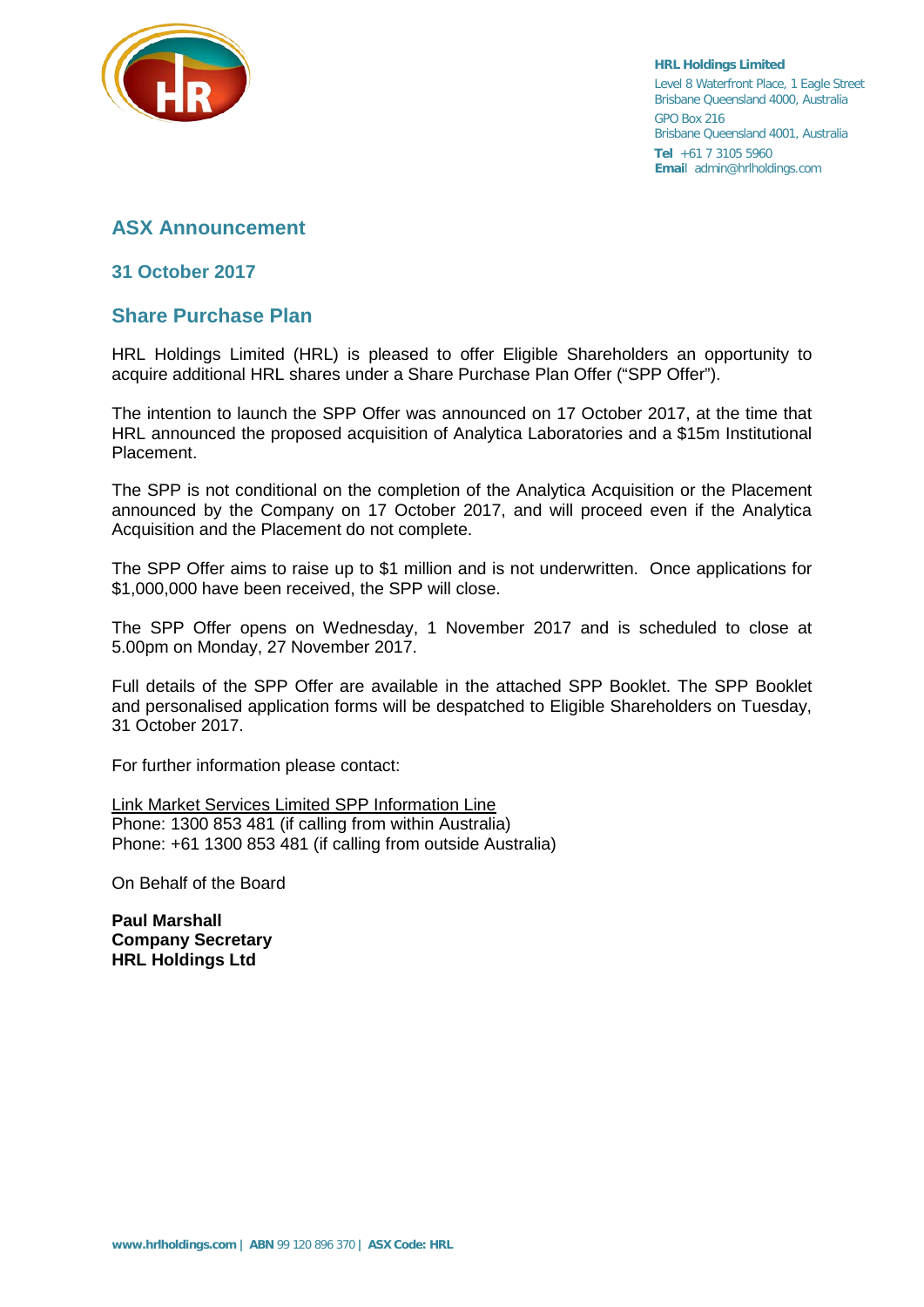**HRL Holdings Limited**
Level 8 Waterfront Place, 1 Eagle Street
Brisbane Queensland 4000, Australia
GPO Box 216
Brisbane Queensland 4001, Australia
**Tel** +61 7 3105 5960
**Email** admin@hrlholdings.com

## ASX Announcement

### 31 October 2017

## Share Purchase Plan

HRL Holdings Limited (HRL) is pleased to offer Eligible Shareholders an opportunity to acquire additional HRL shares under a Share Purchase Plan Offer ("SPP Offer").

The intention to launch the SPP Offer was announced on 17 October 2017, at the time that HRL announced the proposed acquisition of Analytica Laboratories and a $15m Institutional Placement.

The SPP is not conditional on the completion of the Analytica Acquisition or the Placement announced by the Company on 17 October 2017, and will proceed even if the Analytica Acquisition and the Placement do not complete.

The SPP Offer aims to raise up to $1 million and is not underwritten. Once applications for $1,000,000 have been received, the SPP will close.

The SPP Offer opens on Wednesday, 1 November 2017 and is scheduled to close at 5.00pm on Monday, 27 November 2017.

Full details of the SPP Offer are available in the attached SPP Booklet. The SPP Booklet and personalised application forms will be despatched to Eligible Shareholders on Tuesday, 31 October 2017.

For further information please contact:

Link Market Services Limited SPP Information Line
Phone: 1300 853 481 (if calling from within Australia)
Phone: +61 1300 853 481 (if calling from outside Australia)

On Behalf of the Board

**Paul Marshall**
**Company Secretary**
**HRL Holdings Ltd**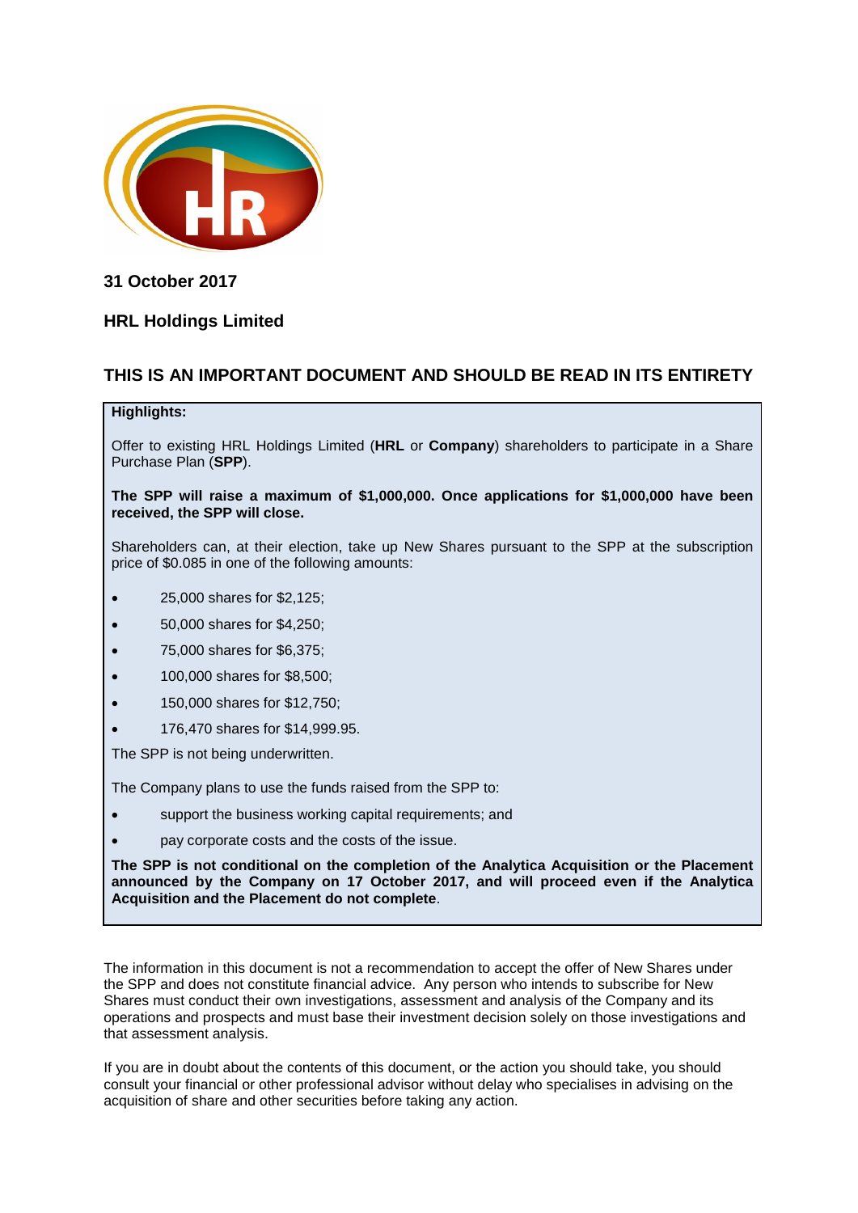**31 October 2017**

**HRL Holdings Limited**

## THIS IS AN IMPORTANT DOCUMENT AND SHOULD BE READ IN ITS ENTIRETY

**Highlights:**

Offer to existing HRL Holdings Limited (**HRL** or **Company**) shareholders to participate in a Share Purchase Plan (**SPP**).

**The SPP will raise a maximum of $1,000,000. Once applications for $1,000,000 have been received, the SPP will close.**

Shareholders can, at their election, take up New Shares pursuant to the SPP at the subscription price of $0.085 in one of the following amounts:

- 25,000 shares for $2,125;
- 50,000 shares for $4,250;
- 75,000 shares for $6,375;
- 100,000 shares for $8,500;
- 150,000 shares for $12,750;
- 176,470 shares for $14,999.95.

The SPP is not being underwritten.

The Company plans to use the funds raised from the SPP to:

- support the business working capital requirements; and
- pay corporate costs and the costs of the issue.

**The SPP is not conditional on the completion of the Analytica Acquisition or the Placement announced by the Company on 17 October 2017, and will proceed even if the Analytica Acquisition and the Placement do not complete**.

The information in this document is not a recommendation to accept the offer of New Shares under the SPP and does not constitute financial advice. Any person who intends to subscribe for New Shares must conduct their own investigations, assessment and analysis of the Company and its operations and prospects and must base their investment decision solely on those investigations and that assessment analysis.

If you are in doubt about the contents of this document, or the action you should take, you should consult your financial or other professional advisor without delay who specialises in advising on the acquisition of share and other securities before taking any action.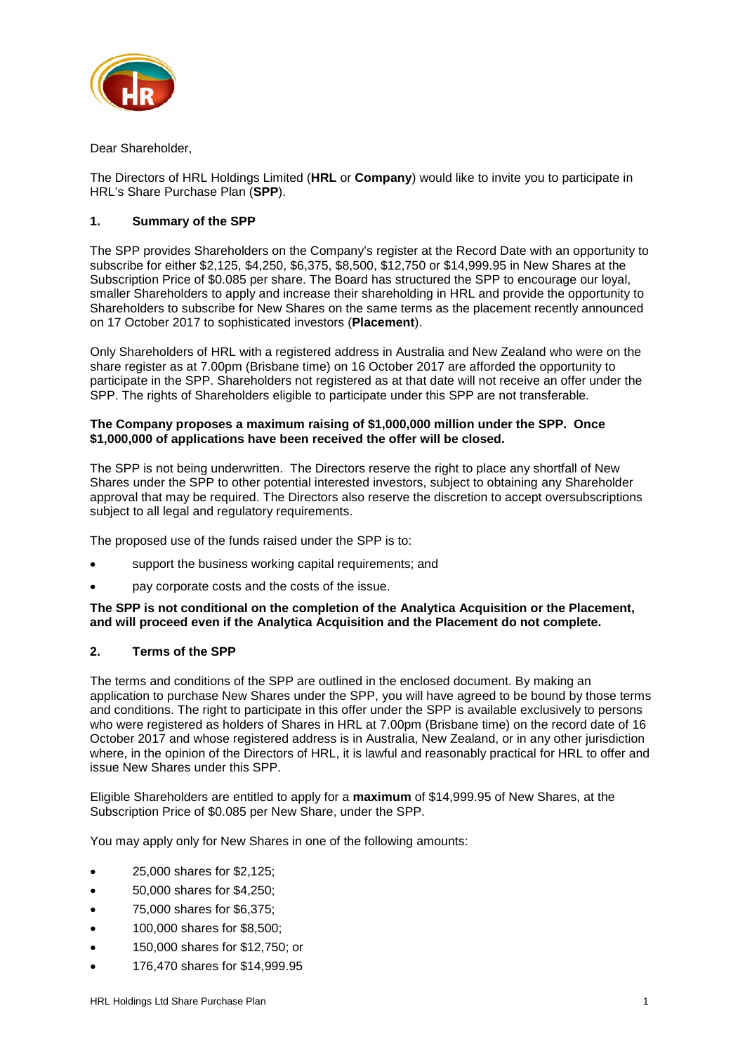Dear Shareholder,

The Directors of HRL Holdings Limited (**HRL** or **Company**) would like to invite you to participate in HRL's Share Purchase Plan (**SPP**).

## 1. Summary of the SPP

The SPP provides Shareholders on the Company's register at the Record Date with an opportunity to subscribe for either $2,125, $4,250, $6,375, $8,500, $12,750 or $14,999.95 in New Shares at the Subscription Price of $0.085 per share. The Board has structured the SPP to encourage our loyal, smaller Shareholders to apply and increase their shareholding in HRL and provide the opportunity to Shareholders to subscribe for New Shares on the same terms as the placement recently announced on 17 October 2017 to sophisticated investors (**Placement**).

Only Shareholders of HRL with a registered address in Australia and New Zealand who were on the share register as at 7.00pm (Brisbane time) on 16 October 2017 are afforded the opportunity to participate in the SPP. Shareholders not registered as at that date will not receive an offer under the SPP. The rights of Shareholders eligible to participate under this SPP are not transferable.

**The Company proposes a maximum raising of $1,000,000 million under the SPP. Once $1,000,000 of applications have been received the offer will be closed.**

The SPP is not being underwritten. The Directors reserve the right to place any shortfall of New Shares under the SPP to other potential interested investors, subject to obtaining any Shareholder approval that may be required. The Directors also reserve the discretion to accept oversubscriptions subject to all legal and regulatory requirements.

The proposed use of the funds raised under the SPP is to:

- support the business working capital requirements; and
- pay corporate costs and the costs of the issue.

**The SPP is not conditional on the completion of the Analytica Acquisition or the Placement, and will proceed even if the Analytica Acquisition and the Placement do not complete.**

## 2. Terms of the SPP

The terms and conditions of the SPP are outlined in the enclosed document. By making an application to purchase New Shares under the SPP, you will have agreed to be bound by those terms and conditions. The right to participate in this offer under the SPP is available exclusively to persons who were registered as holders of Shares in HRL at 7.00pm (Brisbane time) on the record date of 16 October 2017 and whose registered address is in Australia, New Zealand, or in any other jurisdiction where, in the opinion of the Directors of HRL, it is lawful and reasonably practical for HRL to offer and issue New Shares under this SPP.

Eligible Shareholders are entitled to apply for a **maximum** of $14,999.95 of New Shares, at the Subscription Price of $0.085 per New Share, under the SPP.

You may apply only for New Shares in one of the following amounts:

- 25,000 shares for $2,125;
- 50,000 shares for $4,250;
- 75,000 shares for $6,375;
- 100,000 shares for $8,500;
- 150,000 shares for $12,750; or
- 176,470 shares for $14,999.95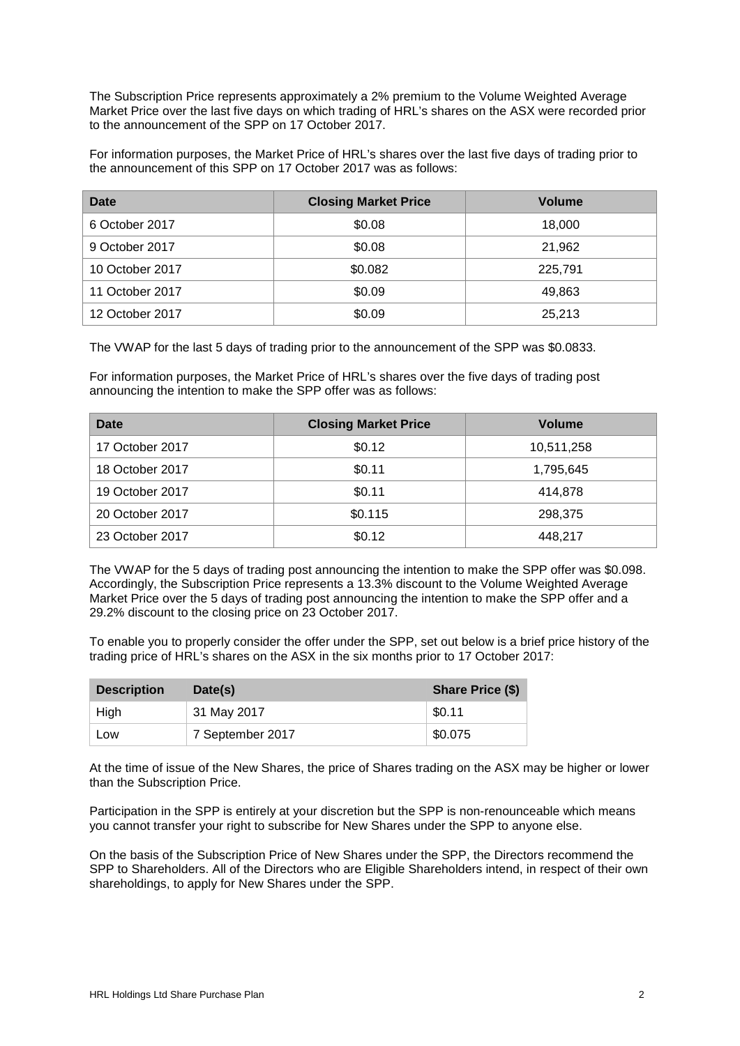The Subscription Price represents approximately a 2% premium to the Volume Weighted Average Market Price over the last five days on which trading of HRL's shares on the ASX were recorded prior to the announcement of the SPP on 17 October 2017.

For information purposes, the Market Price of HRL's shares over the last five days of trading prior to the announcement of this SPP on 17 October 2017 was as follows:

| Date | Closing Market Price | Volume |
| --- | --- | --- |
| 6 October 2017 | $0.08 | 18,000 |
| 9 October 2017 | $0.08 | 21,962 |
| 10 October 2017 | $0.082 | 225,791 |
| 11 October 2017 | $0.09 | 49,863 |
| 12 October 2017 | $0.09 | 25,213 |

The VWAP for the last 5 days of trading prior to the announcement of the SPP was $0.0833.

For information purposes, the Market Price of HRL's shares over the five days of trading post announcing the intention to make the SPP offer was as follows:

| Date | Closing Market Price | Volume |
| --- | --- | --- |
| 17 October 2017 | $0.12 | 10,511,258 |
| 18 October 2017 | $0.11 | 1,795,645 |
| 19 October 2017 | $0.11 | 414,878 |
| 20 October 2017 | $0.115 | 298,375 |
| 23 October 2017 | $0.12 | 448,217 |

The VWAP for the 5 days of trading post announcing the intention to make the SPP offer was $0.098. Accordingly, the Subscription Price represents a 13.3% discount to the Volume Weighted Average Market Price over the 5 days of trading post announcing the intention to make the SPP offer and a 29.2% discount to the closing price on 23 October 2017.

To enable you to properly consider the offer under the SPP, set out below is a brief price history of the trading price of HRL's shares on the ASX in the six months prior to 17 October 2017:

| Description | Date(s) | Share Price ($) |
| --- | --- | --- |
| High | 31 May 2017 | $0.11 |
| Low | 7 September 2017 | $0.075 |

At the time of issue of the New Shares, the price of Shares trading on the ASX may be higher or lower than the Subscription Price.

Participation in the SPP is entirely at your discretion but the SPP is non-renounceable which means you cannot transfer your right to subscribe for New Shares under the SPP to anyone else.

On the basis of the Subscription Price of New Shares under the SPP, the Directors recommend the SPP to Shareholders. All of the Directors who are Eligible Shareholders intend, in respect of their own shareholdings, to apply for New Shares under the SPP.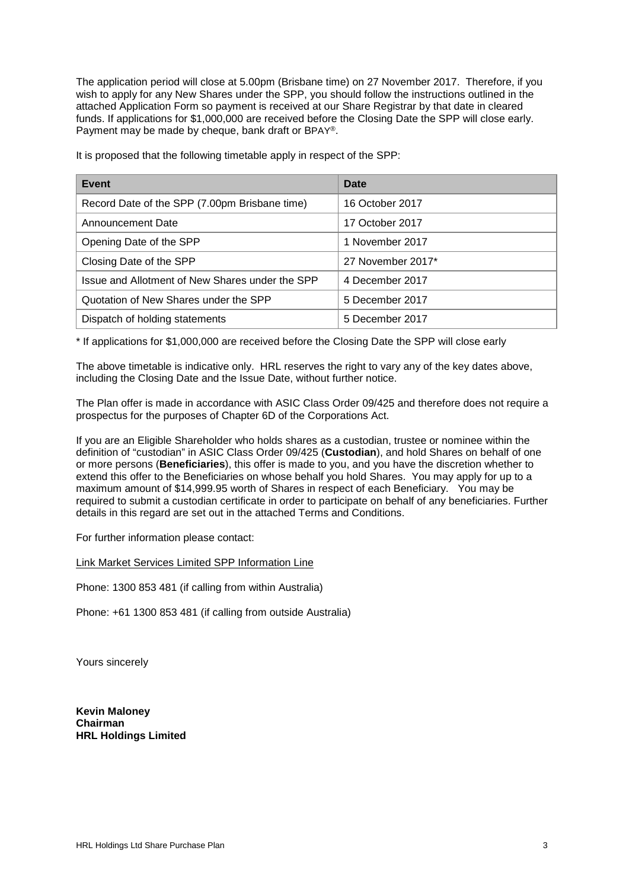The application period will close at 5.00pm (Brisbane time) on 27 November 2017. Therefore, if you wish to apply for any New Shares under the SPP, you should follow the instructions outlined in the attached Application Form so payment is received at our Share Registrar by that date in cleared funds. If applications for $1,000,000 are received before the Closing Date the SPP will close early. Payment may be made by cheque, bank draft or BPAY®.

It is proposed that the following timetable apply in respect of the SPP:

| Event | Date |
|---|---|
| Record Date of the SPP (7.00pm Brisbane time) | 16 October 2017 |
| Announcement Date | 17 October 2017 |
| Opening Date of the SPP | 1 November 2017 |
| Closing Date of the SPP | 27 November 2017* |
| Issue and Allotment of New Shares under the SPP | 4 December 2017 |
| Quotation of New Shares under the SPP | 5 December 2017 |
| Dispatch of holding statements | 5 December 2017 |

\* If applications for $1,000,000 are received before the Closing Date the SPP will close early

The above timetable is indicative only. HRL reserves the right to vary any of the key dates above, including the Closing Date and the Issue Date, without further notice.

The Plan offer is made in accordance with ASIC Class Order 09/425 and therefore does not require a prospectus for the purposes of Chapter 6D of the Corporations Act.

If you are an Eligible Shareholder who holds shares as a custodian, trustee or nominee within the definition of "custodian" in ASIC Class Order 09/425 (**Custodian**), and hold Shares on behalf of one or more persons (**Beneficiaries**), this offer is made to you, and you have the discretion whether to extend this offer to the Beneficiaries on whose behalf you hold Shares. You may apply for up to a maximum amount of $14,999.95 worth of Shares in respect of each Beneficiary. You may be required to submit a custodian certificate in order to participate on behalf of any beneficiaries. Further details in this regard are set out in the attached Terms and Conditions.

For further information please contact:

Link Market Services Limited SPP Information Line

Phone: 1300 853 481 (if calling from within Australia)

Phone: +61 1300 853 481 (if calling from outside Australia)

Yours sincerely

**Kevin Maloney**
**Chairman**
**HRL Holdings Limited**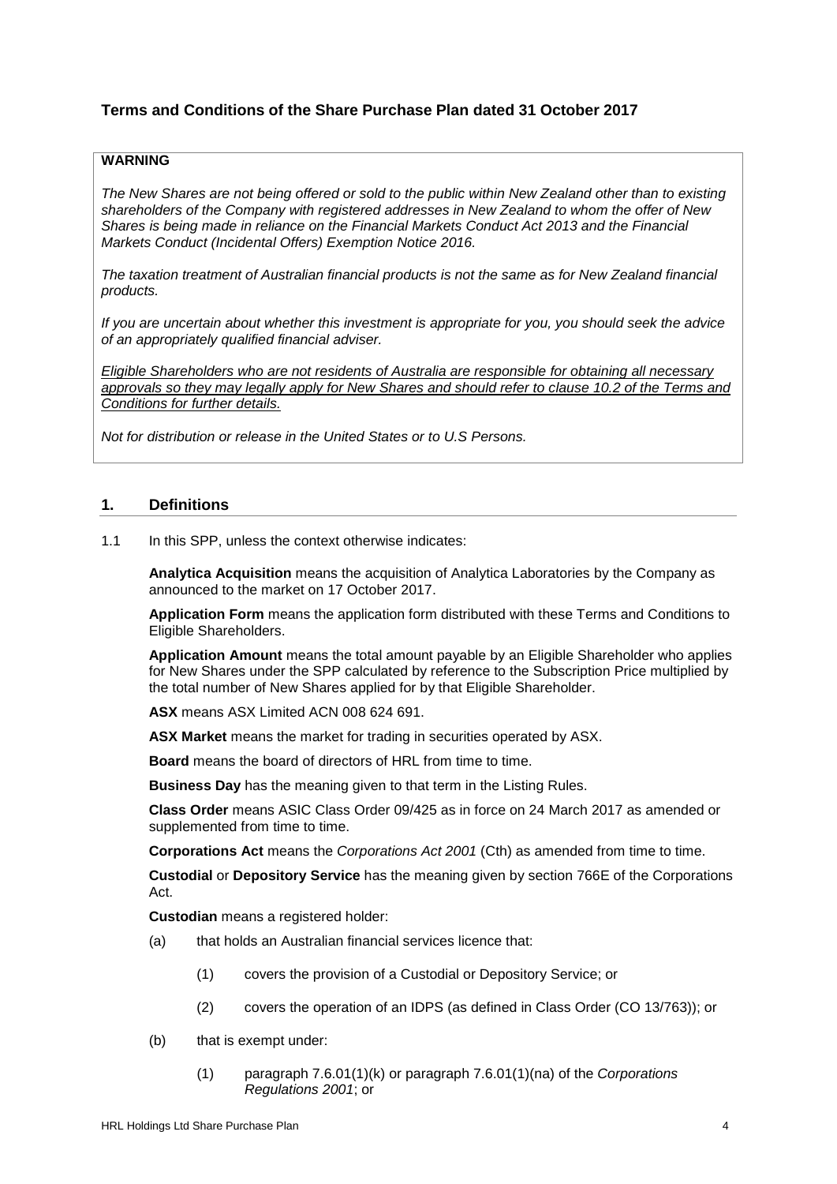## Terms and Conditions of the Share Purchase Plan dated 31 October 2017

> **WARNING**
>
> *The New Shares are not being offered or sold to the public within New Zealand other than to existing shareholders of the Company with registered addresses in New Zealand to whom the offer of New Shares is being made in reliance on the Financial Markets Conduct Act 2013 and the Financial Markets Conduct (Incidental Offers) Exemption Notice 2016.*
>
> *The taxation treatment of Australian financial products is not the same as for New Zealand financial products.*
>
> *If you are uncertain about whether this investment is appropriate for you, you should seek the advice of an appropriately qualified financial adviser.*
>
> <u>*Eligible Shareholders who are not residents of Australia are responsible for obtaining all necessary approvals so they may legally apply for New Shares and should refer to clause 10.2 of the Terms and Conditions for further details.*</u>
>
> *Not for distribution or release in the United States or to U.S Persons.*

### 1. Definitions

1.1 In this SPP, unless the context otherwise indicates:

**Analytica Acquisition** means the acquisition of Analytica Laboratories by the Company as announced to the market on 17 October 2017.

**Application Form** means the application form distributed with these Terms and Conditions to Eligible Shareholders.

**Application Amount** means the total amount payable by an Eligible Shareholder who applies for New Shares under the SPP calculated by reference to the Subscription Price multiplied by the total number of New Shares applied for by that Eligible Shareholder.

**ASX** means ASX Limited ACN 008 624 691.

**ASX Market** means the market for trading in securities operated by ASX.

**Board** means the board of directors of HRL from time to time.

**Business Day** has the meaning given to that term in the Listing Rules.

**Class Order** means ASIC Class Order 09/425 as in force on 24 March 2017 as amended or supplemented from time to time.

**Corporations Act** means the *Corporations Act 2001* (Cth) as amended from time to time.

**Custodial** or **Depository Service** has the meaning given by section 766E of the Corporations Act.

**Custodian** means a registered holder:

(a) that holds an Australian financial services licence that:

  (1) covers the provision of a Custodial or Depository Service; or

  (2) covers the operation of an IDPS (as defined in Class Order (CO 13/763)); or

(b) that is exempt under:

  (1) paragraph 7.6.01(1)(k) or paragraph 7.6.01(1)(na) of the *Corporations Regulations 2001*; or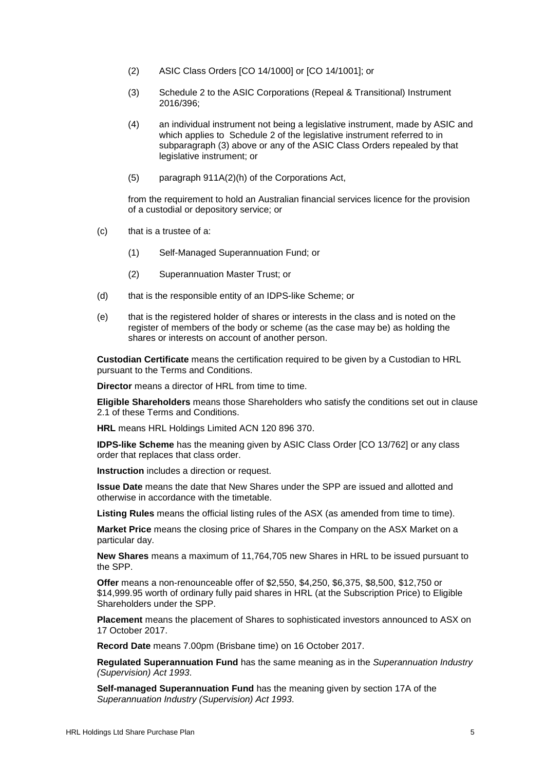(2) ASIC Class Orders [CO 14/1000] or [CO 14/1001]; or

(3) Schedule 2 to the ASIC Corporations (Repeal & Transitional) Instrument 2016/396;

(4) an individual instrument not being a legislative instrument, made by ASIC and which applies to Schedule 2 of the legislative instrument referred to in subparagraph (3) above or any of the ASIC Class Orders repealed by that legislative instrument; or

(5) paragraph 911A(2)(h) of the Corporations Act,

from the requirement to hold an Australian financial services licence for the provision of a custodial or depository service; or

(c) that is a trustee of a:

(1) Self-Managed Superannuation Fund; or

(2) Superannuation Master Trust; or

(d) that is the responsible entity of an IDPS-like Scheme; or

(e) that is the registered holder of shares or interests in the class and is noted on the register of members of the body or scheme (as the case may be) as holding the shares or interests on account of another person.

**Custodian Certificate** means the certification required to be given by a Custodian to HRL pursuant to the Terms and Conditions.

**Director** means a director of HRL from time to time.

**Eligible Shareholders** means those Shareholders who satisfy the conditions set out in clause 2.1 of these Terms and Conditions.

**HRL** means HRL Holdings Limited ACN 120 896 370.

**IDPS-like Scheme** has the meaning given by ASIC Class Order [CO 13/762] or any class order that replaces that class order.

**Instruction** includes a direction or request.

**Issue Date** means the date that New Shares under the SPP are issued and allotted and otherwise in accordance with the timetable.

**Listing Rules** means the official listing rules of the ASX (as amended from time to time).

**Market Price** means the closing price of Shares in the Company on the ASX Market on a particular day.

**New Shares** means a maximum of 11,764,705 new Shares in HRL to be issued pursuant to the SPP.

**Offer** means a non-renounceable offer of $2,550, $4,250, $6,375, $8,500, $12,750 or $14,999.95 worth of ordinary fully paid shares in HRL (at the Subscription Price) to Eligible Shareholders under the SPP.

**Placement** means the placement of Shares to sophisticated investors announced to ASX on 17 October 2017.

**Record Date** means 7.00pm (Brisbane time) on 16 October 2017.

**Regulated Superannuation Fund** has the same meaning as in the *Superannuation Industry (Supervision) Act 1993*.

**Self-managed Superannuation Fund** has the meaning given by section 17A of the *Superannuation Industry (Supervision) Act 1993*.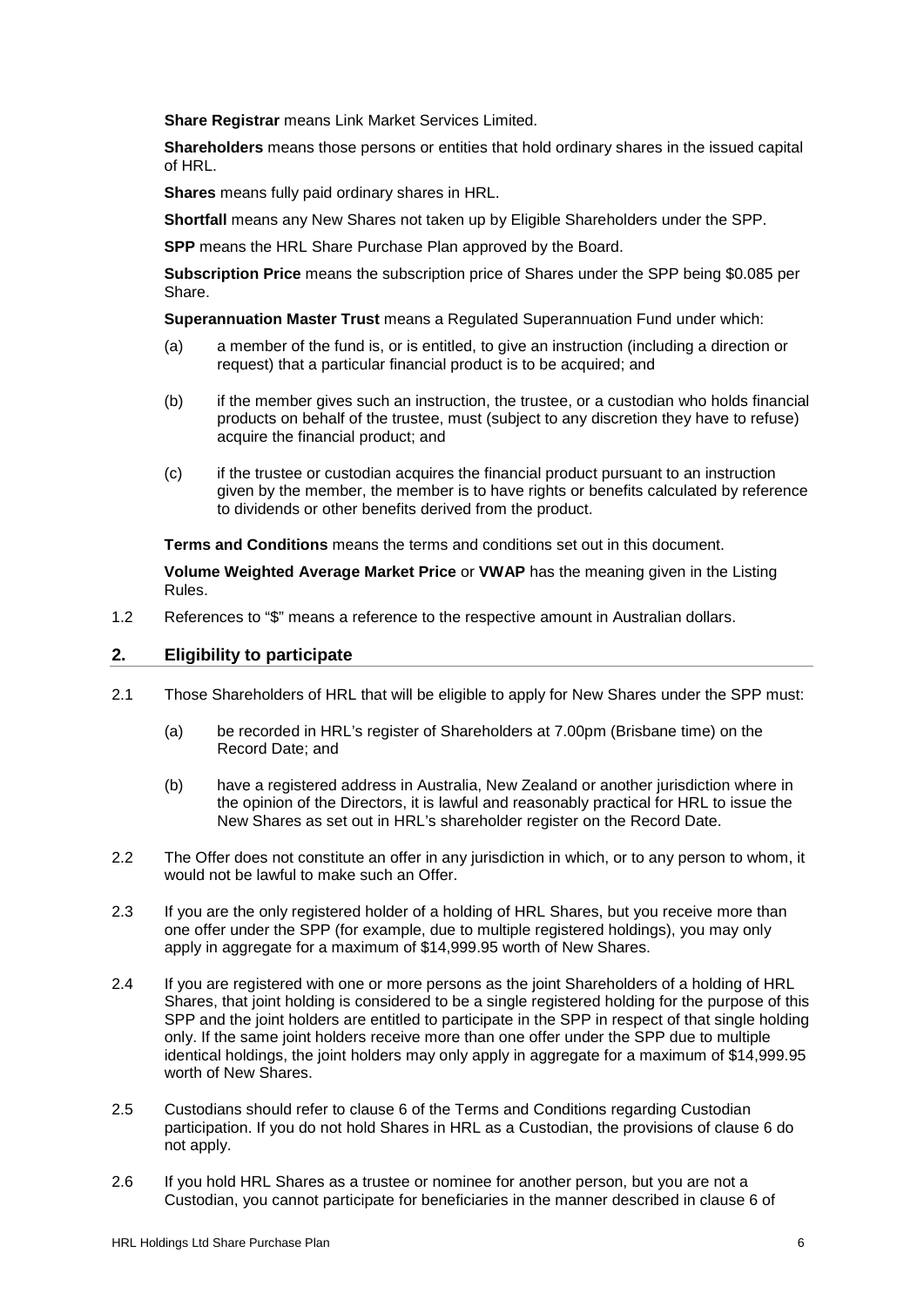**Share Registrar** means Link Market Services Limited.

**Shareholders** means those persons or entities that hold ordinary shares in the issued capital of HRL.

**Shares** means fully paid ordinary shares in HRL.

**Shortfall** means any New Shares not taken up by Eligible Shareholders under the SPP.

**SPP** means the HRL Share Purchase Plan approved by the Board.

**Subscription Price** means the subscription price of Shares under the SPP being $0.085 per Share.

**Superannuation Master Trust** means a Regulated Superannuation Fund under which:

(a) a member of the fund is, or is entitled, to give an instruction (including a direction or request) that a particular financial product is to be acquired; and

(b) if the member gives such an instruction, the trustee, or a custodian who holds financial products on behalf of the trustee, must (subject to any discretion they have to refuse) acquire the financial product; and

(c) if the trustee or custodian acquires the financial product pursuant to an instruction given by the member, the member is to have rights or benefits calculated by reference to dividends or other benefits derived from the product.

**Terms and Conditions** means the terms and conditions set out in this document.

**Volume Weighted Average Market Price** or **VWAP** has the meaning given in the Listing Rules.

1.2 References to "$" means a reference to the respective amount in Australian dollars.

## 2. Eligibility to participate

2.1 Those Shareholders of HRL that will be eligible to apply for New Shares under the SPP must:

(a) be recorded in HRL's register of Shareholders at 7.00pm (Brisbane time) on the Record Date; and

(b) have a registered address in Australia, New Zealand or another jurisdiction where in the opinion of the Directors, it is lawful and reasonably practical for HRL to issue the New Shares as set out in HRL's shareholder register on the Record Date.

2.2 The Offer does not constitute an offer in any jurisdiction in which, or to any person to whom, it would not be lawful to make such an Offer.

2.3 If you are the only registered holder of a holding of HRL Shares, but you receive more than one offer under the SPP (for example, due to multiple registered holdings), you may only apply in aggregate for a maximum of $14,999.95 worth of New Shares.

2.4 If you are registered with one or more persons as the joint Shareholders of a holding of HRL Shares, that joint holding is considered to be a single registered holding for the purpose of this SPP and the joint holders are entitled to participate in the SPP in respect of that single holding only. If the same joint holders receive more than one offer under the SPP due to multiple identical holdings, the joint holders may only apply in aggregate for a maximum of $14,999.95 worth of New Shares.

2.5 Custodians should refer to clause 6 of the Terms and Conditions regarding Custodian participation. If you do not hold Shares in HRL as a Custodian, the provisions of clause 6 do not apply.

2.6 If you hold HRL Shares as a trustee or nominee for another person, but you are not a Custodian, you cannot participate for beneficiaries in the manner described in clause 6 of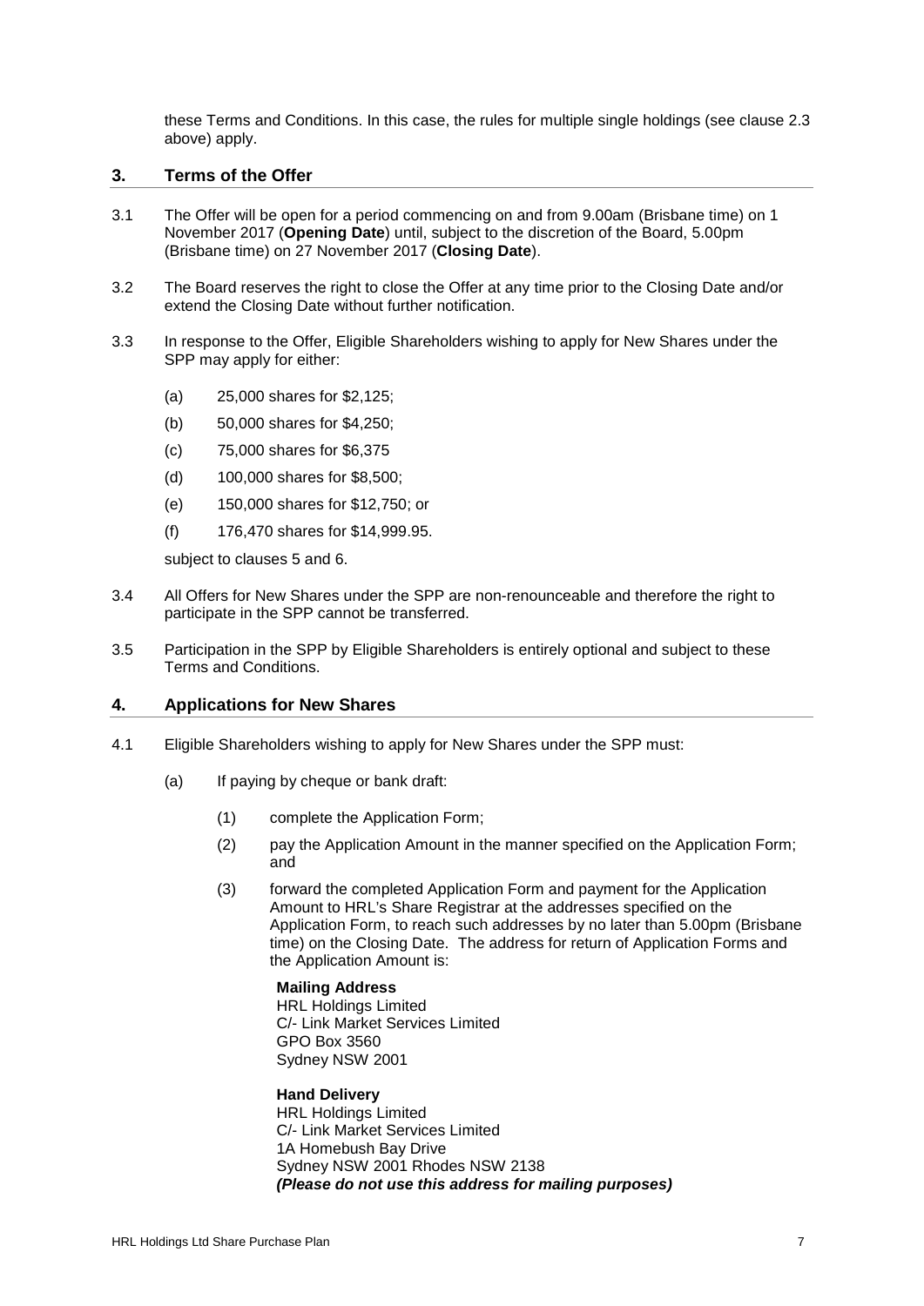these Terms and Conditions. In this case, the rules for multiple single holdings (see clause 2.3 above) apply.

## 3. Terms of the Offer

3.1 The Offer will be open for a period commencing on and from 9.00am (Brisbane time) on 1 November 2017 (**Opening Date**) until, subject to the discretion of the Board, 5.00pm (Brisbane time) on 27 November 2017 (**Closing Date**).

3.2 The Board reserves the right to close the Offer at any time prior to the Closing Date and/or extend the Closing Date without further notification.

3.3 In response to the Offer, Eligible Shareholders wishing to apply for New Shares under the SPP may apply for either:

- (a) 25,000 shares for $2,125;
- (b) 50,000 shares for $4,250;
- (c) 75,000 shares for $6,375
- (d) 100,000 shares for $8,500;
- (e) 150,000 shares for $12,750; or
- (f) 176,470 shares for $14,999.95.

subject to clauses 5 and 6.

3.4 All Offers for New Shares under the SPP are non-renounceable and therefore the right to participate in the SPP cannot be transferred.

3.5 Participation in the SPP by Eligible Shareholders is entirely optional and subject to these Terms and Conditions.

## 4. Applications for New Shares

4.1 Eligible Shareholders wishing to apply for New Shares under the SPP must:

- (a) If paying by cheque or bank draft:
  - (1) complete the Application Form;
  - (2) pay the Application Amount in the manner specified on the Application Form; and
  - (3) forward the completed Application Form and payment for the Application Amount to HRL's Share Registrar at the addresses specified on the Application Form, to reach such addresses by no later than 5.00pm (Brisbane time) on the Closing Date. The address for return of Application Forms and the Application Amount is:

    **Mailing Address**
    HRL Holdings Limited
    C/- Link Market Services Limited
    GPO Box 3560
    Sydney NSW 2001

    **Hand Delivery**
    HRL Holdings Limited
    C/- Link Market Services Limited
    1A Homebush Bay Drive
    Sydney NSW 2001 Rhodes NSW 2138
    ***(Please do not use this address for mailing purposes)***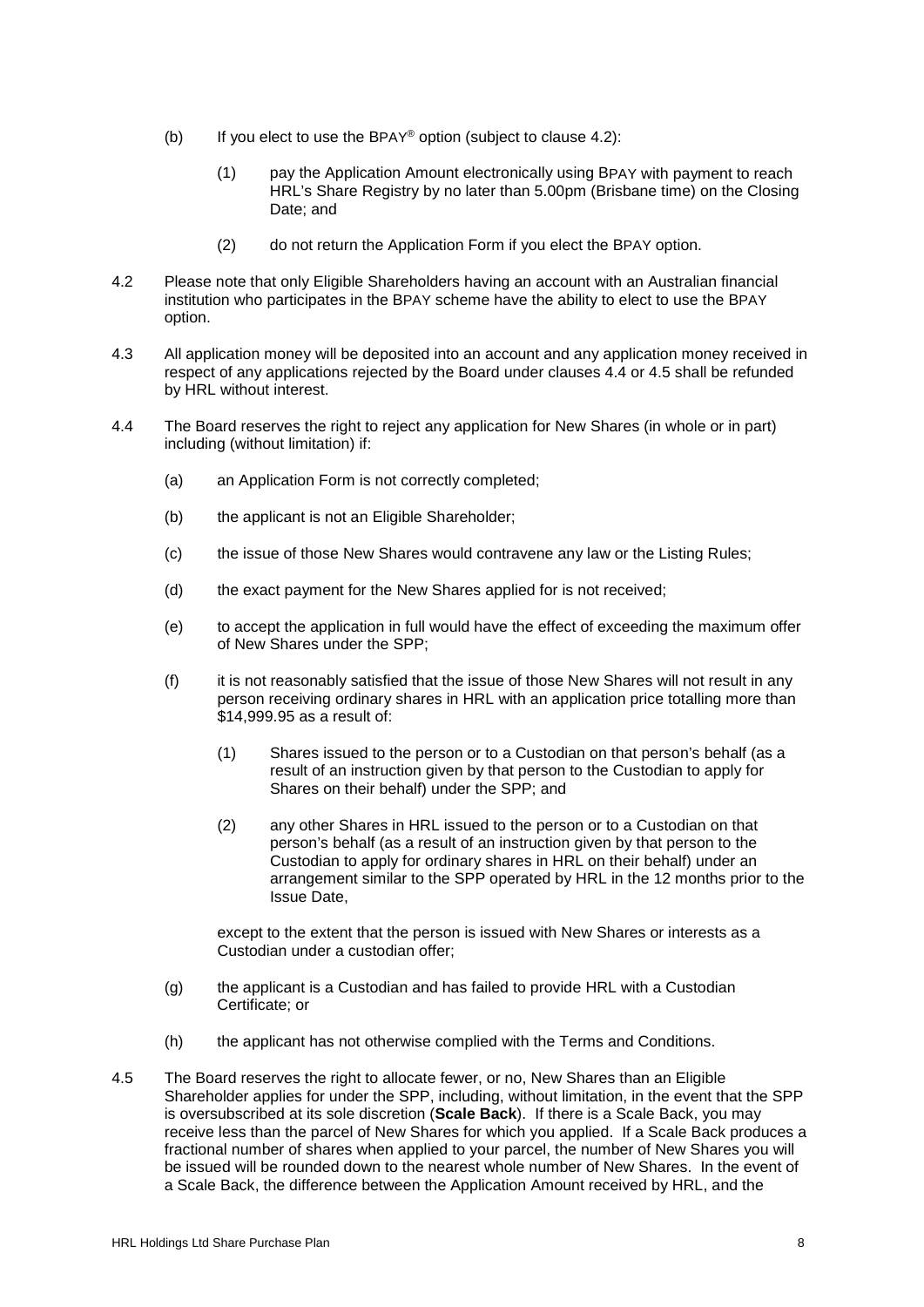(b) If you elect to use the BPAY® option (subject to clause 4.2):

  (1) pay the Application Amount electronically using BPAY with payment to reach HRL's Share Registry by no later than 5.00pm (Brisbane time) on the Closing Date; and

  (2) do not return the Application Form if you elect the BPAY option.

4.2 Please note that only Eligible Shareholders having an account with an Australian financial institution who participates in the BPAY scheme have the ability to elect to use the BPAY option.

4.3 All application money will be deposited into an account and any application money received in respect of any applications rejected by the Board under clauses 4.4 or 4.5 shall be refunded by HRL without interest.

4.4 The Board reserves the right to reject any application for New Shares (in whole or in part) including (without limitation) if:

  (a) an Application Form is not correctly completed;

  (b) the applicant is not an Eligible Shareholder;

  (c) the issue of those New Shares would contravene any law or the Listing Rules;

  (d) the exact payment for the New Shares applied for is not received;

  (e) to accept the application in full would have the effect of exceeding the maximum offer of New Shares under the SPP;

  (f) it is not reasonably satisfied that the issue of those New Shares will not result in any person receiving ordinary shares in HRL with an application price totalling more than $14,999.95 as a result of:

    (1) Shares issued to the person or to a Custodian on that person's behalf (as a result of an instruction given by that person to the Custodian to apply for Shares on their behalf) under the SPP; and

    (2) any other Shares in HRL issued to the person or to a Custodian on that person's behalf (as a result of an instruction given by that person to the Custodian to apply for ordinary shares in HRL on their behalf) under an arrangement similar to the SPP operated by HRL in the 12 months prior to the Issue Date,

  except to the extent that the person is issued with New Shares or interests as a Custodian under a custodian offer;

  (g) the applicant is a Custodian and has failed to provide HRL with a Custodian Certificate; or

  (h) the applicant has not otherwise complied with the Terms and Conditions.

4.5 The Board reserves the right to allocate fewer, or no, New Shares than an Eligible Shareholder applies for under the SPP, including, without limitation, in the event that the SPP is oversubscribed at its sole discretion (**Scale Back**). If there is a Scale Back, you may receive less than the parcel of New Shares for which you applied. If a Scale Back produces a fractional number of shares when applied to your parcel, the number of New Shares you will be issued will be rounded down to the nearest whole number of New Shares. In the event of a Scale Back, the difference between the Application Amount received by HRL, and the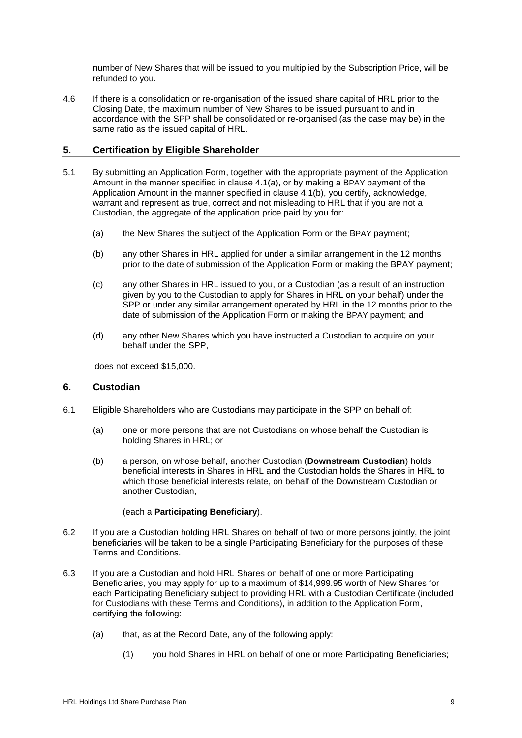number of New Shares that will be issued to you multiplied by the Subscription Price, will be refunded to you.

4.6 If there is a consolidation or re-organisation of the issued share capital of HRL prior to the Closing Date, the maximum number of New Shares to be issued pursuant to and in accordance with the SPP shall be consolidated or re-organised (as the case may be) in the same ratio as the issued capital of HRL.

## 5. Certification by Eligible Shareholder

5.1 By submitting an Application Form, together with the appropriate payment of the Application Amount in the manner specified in clause 4.1(a), or by making a BPAY payment of the Application Amount in the manner specified in clause 4.1(b), you certify, acknowledge, warrant and represent as true, correct and not misleading to HRL that if you are not a Custodian, the aggregate of the application price paid by you for:

(a) the New Shares the subject of the Application Form or the BPAY payment;

(b) any other Shares in HRL applied for under a similar arrangement in the 12 months prior to the date of submission of the Application Form or making the BPAY payment;

(c) any other Shares in HRL issued to you, or a Custodian (as a result of an instruction given by you to the Custodian to apply for Shares in HRL on your behalf) under the SPP or under any similar arrangement operated by HRL in the 12 months prior to the date of submission of the Application Form or making the BPAY payment; and

(d) any other New Shares which you have instructed a Custodian to acquire on your behalf under the SPP,

does not exceed $15,000.

## 6. Custodian

6.1 Eligible Shareholders who are Custodians may participate in the SPP on behalf of:

(a) one or more persons that are not Custodians on whose behalf the Custodian is holding Shares in HRL; or

(b) a person, on whose behalf, another Custodian (**Downstream Custodian**) holds beneficial interests in Shares in HRL and the Custodian holds the Shares in HRL to which those beneficial interests relate, on behalf of the Downstream Custodian or another Custodian,

(each a **Participating Beneficiary**).

6.2 If you are a Custodian holding HRL Shares on behalf of two or more persons jointly, the joint beneficiaries will be taken to be a single Participating Beneficiary for the purposes of these Terms and Conditions.

6.3 If you are a Custodian and hold HRL Shares on behalf of one or more Participating Beneficiaries, you may apply for up to a maximum of $14,999.95 worth of New Shares for each Participating Beneficiary subject to providing HRL with a Custodian Certificate (included for Custodians with these Terms and Conditions), in addition to the Application Form, certifying the following:

(a) that, as at the Record Date, any of the following apply:

(1) you hold Shares in HRL on behalf of one or more Participating Beneficiaries;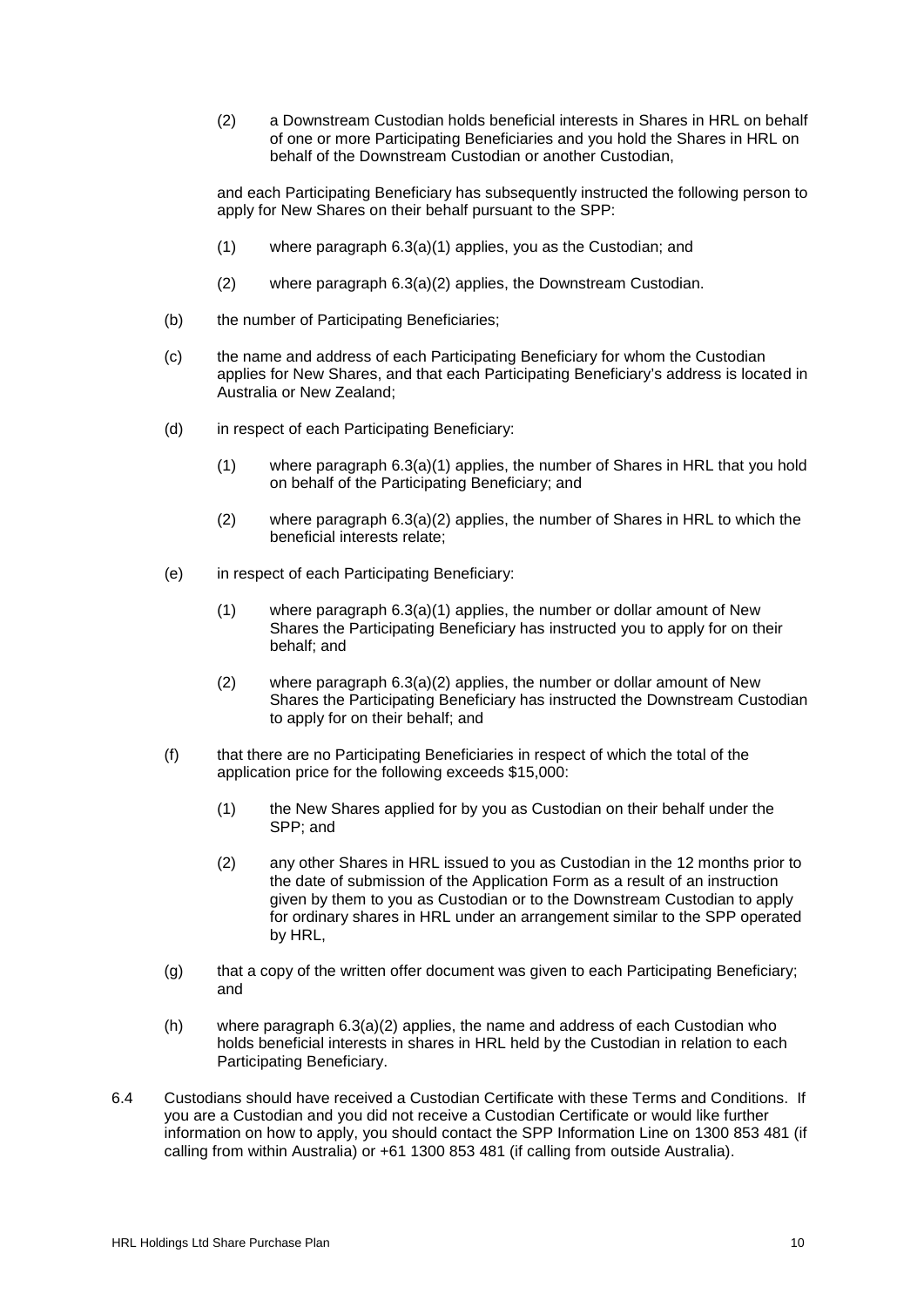(2) a Downstream Custodian holds beneficial interests in Shares in HRL on behalf of one or more Participating Beneficiaries and you hold the Shares in HRL on behalf of the Downstream Custodian or another Custodian,

and each Participating Beneficiary has subsequently instructed the following person to apply for New Shares on their behalf pursuant to the SPP:

(1) where paragraph 6.3(a)(1) applies, you as the Custodian; and

(2) where paragraph 6.3(a)(2) applies, the Downstream Custodian.

(b) the number of Participating Beneficiaries;

(c) the name and address of each Participating Beneficiary for whom the Custodian applies for New Shares, and that each Participating Beneficiary's address is located in Australia or New Zealand;

(d) in respect of each Participating Beneficiary:

(1) where paragraph 6.3(a)(1) applies, the number of Shares in HRL that you hold on behalf of the Participating Beneficiary; and

(2) where paragraph 6.3(a)(2) applies, the number of Shares in HRL to which the beneficial interests relate;

(e) in respect of each Participating Beneficiary:

(1) where paragraph 6.3(a)(1) applies, the number or dollar amount of New Shares the Participating Beneficiary has instructed you to apply for on their behalf; and

(2) where paragraph 6.3(a)(2) applies, the number or dollar amount of New Shares the Participating Beneficiary has instructed the Downstream Custodian to apply for on their behalf; and

(f) that there are no Participating Beneficiaries in respect of which the total of the application price for the following exceeds $15,000:

(1) the New Shares applied for by you as Custodian on their behalf under the SPP; and

(2) any other Shares in HRL issued to you as Custodian in the 12 months prior to the date of submission of the Application Form as a result of an instruction given by them to you as Custodian or to the Downstream Custodian to apply for ordinary shares in HRL under an arrangement similar to the SPP operated by HRL,

(g) that a copy of the written offer document was given to each Participating Beneficiary; and

(h) where paragraph 6.3(a)(2) applies, the name and address of each Custodian who holds beneficial interests in shares in HRL held by the Custodian in relation to each Participating Beneficiary.

6.4 Custodians should have received a Custodian Certificate with these Terms and Conditions. If you are a Custodian and you did not receive a Custodian Certificate or would like further information on how to apply, you should contact the SPP Information Line on 1300 853 481 (if calling from within Australia) or +61 1300 853 481 (if calling from outside Australia).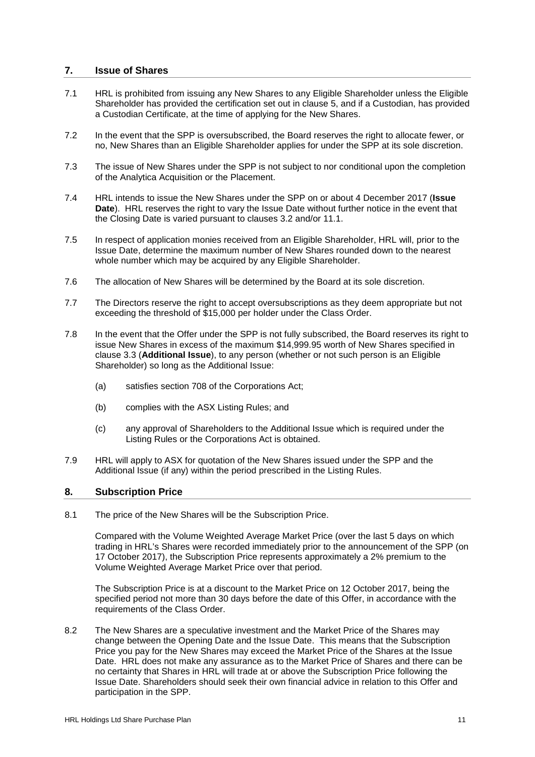## 7. Issue of Shares

7.1 HRL is prohibited from issuing any New Shares to any Eligible Shareholder unless the Eligible Shareholder has provided the certification set out in clause 5, and if a Custodian, has provided a Custodian Certificate, at the time of applying for the New Shares.

7.2 In the event that the SPP is oversubscribed, the Board reserves the right to allocate fewer, or no, New Shares than an Eligible Shareholder applies for under the SPP at its sole discretion.

7.3 The issue of New Shares under the SPP is not subject to nor conditional upon the completion of the Analytica Acquisition or the Placement.

7.4 HRL intends to issue the New Shares under the SPP on or about 4 December 2017 (**Issue Date**). HRL reserves the right to vary the Issue Date without further notice in the event that the Closing Date is varied pursuant to clauses 3.2 and/or 11.1.

7.5 In respect of application monies received from an Eligible Shareholder, HRL will, prior to the Issue Date, determine the maximum number of New Shares rounded down to the nearest whole number which may be acquired by any Eligible Shareholder.

7.6 The allocation of New Shares will be determined by the Board at its sole discretion.

7.7 The Directors reserve the right to accept oversubscriptions as they deem appropriate but not exceeding the threshold of $15,000 per holder under the Class Order.

7.8 In the event that the Offer under the SPP is not fully subscribed, the Board reserves its right to issue New Shares in excess of the maximum $14,999.95 worth of New Shares specified in clause 3.3 (**Additional Issue**), to any person (whether or not such person is an Eligible Shareholder) so long as the Additional Issue:

(a) satisfies section 708 of the Corporations Act;

(b) complies with the ASX Listing Rules; and

(c) any approval of Shareholders to the Additional Issue which is required under the Listing Rules or the Corporations Act is obtained.

7.9 HRL will apply to ASX for quotation of the New Shares issued under the SPP and the Additional Issue (if any) within the period prescribed in the Listing Rules.

## 8. Subscription Price

8.1 The price of the New Shares will be the Subscription Price.

Compared with the Volume Weighted Average Market Price (over the last 5 days on which trading in HRL's Shares were recorded immediately prior to the announcement of the SPP (on 17 October 2017), the Subscription Price represents approximately a 2% premium to the Volume Weighted Average Market Price over that period.

The Subscription Price is at a discount to the Market Price on 12 October 2017, being the specified period not more than 30 days before the date of this Offer, in accordance with the requirements of the Class Order.

8.2 The New Shares are a speculative investment and the Market Price of the Shares may change between the Opening Date and the Issue Date. This means that the Subscription Price you pay for the New Shares may exceed the Market Price of the Shares at the Issue Date. HRL does not make any assurance as to the Market Price of Shares and there can be no certainty that Shares in HRL will trade at or above the Subscription Price following the Issue Date. Shareholders should seek their own financial advice in relation to this Offer and participation in the SPP.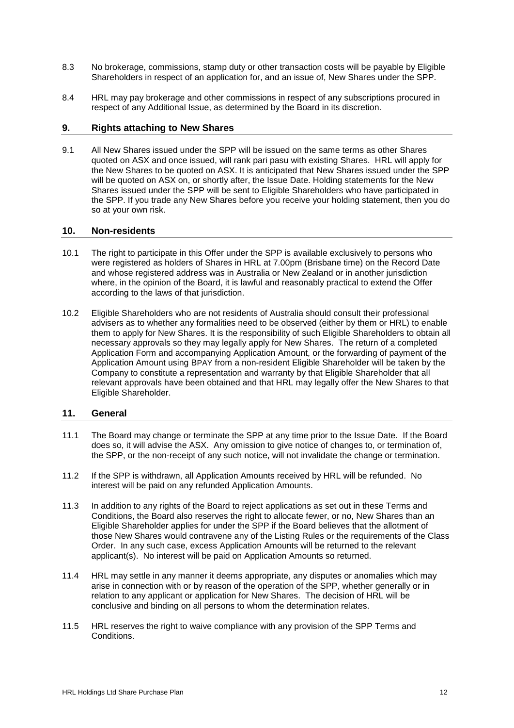8.3 No brokerage, commissions, stamp duty or other transaction costs will be payable by Eligible Shareholders in respect of an application for, and an issue of, New Shares under the SPP.

8.4 HRL may pay brokerage and other commissions in respect of any subscriptions procured in respect of any Additional Issue, as determined by the Board in its discretion.

## 9. Rights attaching to New Shares

9.1 All New Shares issued under the SPP will be issued on the same terms as other Shares quoted on ASX and once issued, will rank pari pasu with existing Shares. HRL will apply for the New Shares to be quoted on ASX. It is anticipated that New Shares issued under the SPP will be quoted on ASX on, or shortly after, the Issue Date. Holding statements for the New Shares issued under the SPP will be sent to Eligible Shareholders who have participated in the SPP. If you trade any New Shares before you receive your holding statement, then you do so at your own risk.

## 10. Non-residents

10.1 The right to participate in this Offer under the SPP is available exclusively to persons who were registered as holders of Shares in HRL at 7.00pm (Brisbane time) on the Record Date and whose registered address was in Australia or New Zealand or in another jurisdiction where, in the opinion of the Board, it is lawful and reasonably practical to extend the Offer according to the laws of that jurisdiction.

10.2 Eligible Shareholders who are not residents of Australia should consult their professional advisers as to whether any formalities need to be observed (either by them or HRL) to enable them to apply for New Shares. It is the responsibility of such Eligible Shareholders to obtain all necessary approvals so they may legally apply for New Shares. The return of a completed Application Form and accompanying Application Amount, or the forwarding of payment of the Application Amount using BPAY from a non-resident Eligible Shareholder will be taken by the Company to constitute a representation and warranty by that Eligible Shareholder that all relevant approvals have been obtained and that HRL may legally offer the New Shares to that Eligible Shareholder.

## 11. General

11.1 The Board may change or terminate the SPP at any time prior to the Issue Date. If the Board does so, it will advise the ASX. Any omission to give notice of changes to, or termination of, the SPP, or the non-receipt of any such notice, will not invalidate the change or termination.

11.2 If the SPP is withdrawn, all Application Amounts received by HRL will be refunded. No interest will be paid on any refunded Application Amounts.

11.3 In addition to any rights of the Board to reject applications as set out in these Terms and Conditions, the Board also reserves the right to allocate fewer, or no, New Shares than an Eligible Shareholder applies for under the SPP if the Board believes that the allotment of those New Shares would contravene any of the Listing Rules or the requirements of the Class Order. In any such case, excess Application Amounts will be returned to the relevant applicant(s). No interest will be paid on Application Amounts so returned.

11.4 HRL may settle in any manner it deems appropriate, any disputes or anomalies which may arise in connection with or by reason of the operation of the SPP, whether generally or in relation to any applicant or application for New Shares. The decision of HRL will be conclusive and binding on all persons to whom the determination relates.

11.5 HRL reserves the right to waive compliance with any provision of the SPP Terms and Conditions.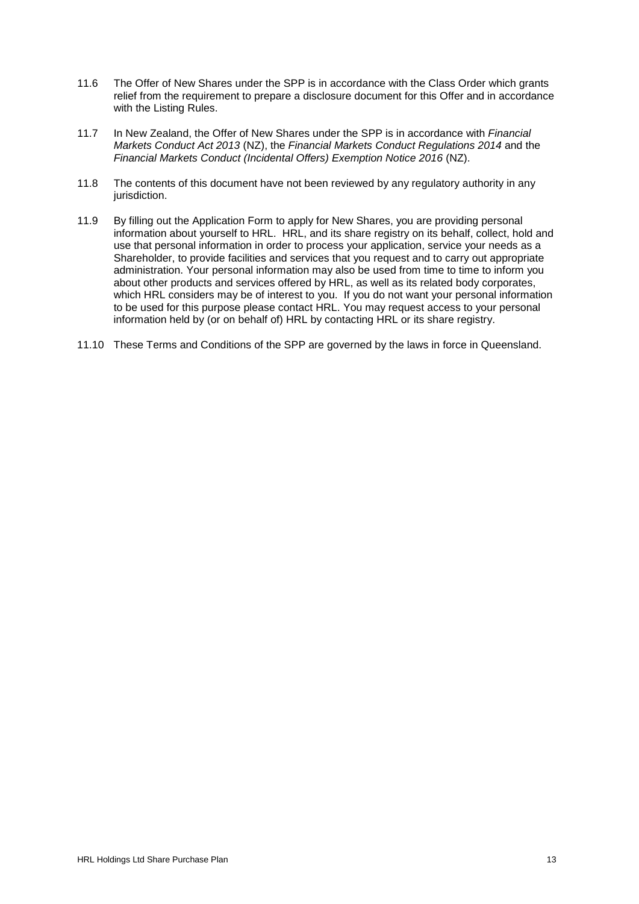11.6 The Offer of New Shares under the SPP is in accordance with the Class Order which grants relief from the requirement to prepare a disclosure document for this Offer and in accordance with the Listing Rules.

11.7 In New Zealand, the Offer of New Shares under the SPP is in accordance with *Financial Markets Conduct Act 2013* (NZ), the *Financial Markets Conduct Regulations 2014* and the *Financial Markets Conduct (Incidental Offers) Exemption Notice 2016* (NZ).

11.8 The contents of this document have not been reviewed by any regulatory authority in any jurisdiction.

11.9 By filling out the Application Form to apply for New Shares, you are providing personal information about yourself to HRL. HRL, and its share registry on its behalf, collect, hold and use that personal information in order to process your application, service your needs as a Shareholder, to provide facilities and services that you request and to carry out appropriate administration. Your personal information may also be used from time to time to inform you about other products and services offered by HRL, as well as its related body corporates, which HRL considers may be of interest to you. If you do not want your personal information to be used for this purpose please contact HRL. You may request access to your personal information held by (or on behalf of) HRL by contacting HRL or its share registry.

11.10 These Terms and Conditions of the SPP are governed by the laws in force in Queensland.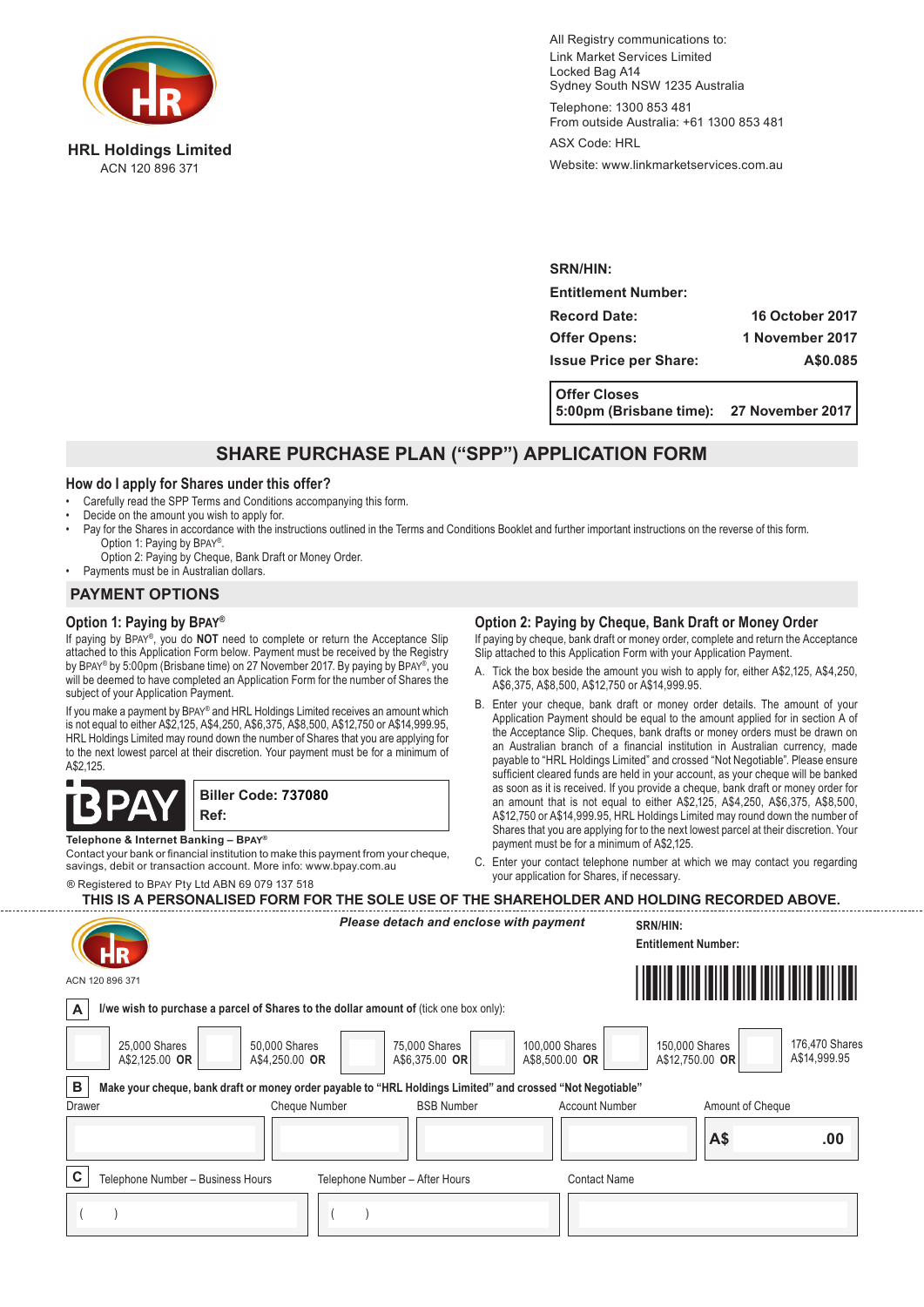**HRL Holdings Limited**
ACN 120 896 371

All Registry communications to:
Link Market Services Limited
Locked Bag A14
Sydney South NSW 1235 Australia

Telephone: 1300 853 481
From outside Australia: +61 1300 853 481

ASX Code: HRL

Website: www.linkmarketservices.com.au

| | |
|---|---|
| **SRN/HIN:** | |
| **Entitlement Number:** | |
| **Record Date:** | **16 October 2017** |
| **Offer Opens:** | **1 November 2017** |
| **Issue Price per Share:** | **A$0.085** |

**Offer Closes**
**5:00pm (Brisbane time): 27 November 2017**

# SHARE PURCHASE PLAN ("SPP") APPLICATION FORM

### How do I apply for Shares under this offer?

- Carefully read the SPP Terms and Conditions accompanying this form.
- Decide on the amount you wish to apply for.
- Pay for the Shares in accordance with the instructions outlined in the Terms and Conditions Booklet and further important instructions on the reverse of this form.
  - Option 1: Paying by BPAY®.
  - Option 2: Paying by Cheque, Bank Draft or Money Order.
- Payments must be in Australian dollars.

## PAYMENT OPTIONS

### Option 1: Paying by BPAY®

If paying by BPAY®, you do **NOT** need to complete or return the Acceptance Slip attached to this Application Form below. Payment must be received by the Registry by BPAY® by 5:00pm (Brisbane time) on 27 November 2017. By paying by BPAY®, you will be deemed to have completed an Application Form for the number of Shares the subject of your Application Payment.

If you make a payment by BPAY® and HRL Holdings Limited receives an amount which is not equal to either A$2,125, A$4,250, A$6,375, A$8,500, A$12,750 or A$14,999.95, HRL Holdings Limited may round down the number of Shares that you are applying for to the next lowest parcel at their discretion. Your payment must be for a minimum of A$2,125.

**Biller Code: 737080**
**Ref:**

**Telephone & Internet Banking – BPAY®**
Contact your bank or financial institution to make this payment from your cheque, savings, debit or transaction account. More info: www.bpay.com.au

® Registered to BPAY Pty Ltd ABN 69 079 137 518

### Option 2: Paying by Cheque, Bank Draft or Money Order

If paying by cheque, bank draft or money order, complete and return the Acceptance Slip attached to this Application Form with your Application Payment.

A. Tick the box beside the amount you wish to apply for, either A$2,125, A$4,250, A$6,375, A$8,500, A$12,750 or A$14,999.95.

B. Enter your cheque, bank draft or money order details. The amount of your Application Payment should be equal to the amount applied for in section A of the Acceptance Slip. Cheques, bank drafts or money orders must be drawn on an Australian branch of a financial institution in Australian currency, made payable to "HRL Holdings Limited" and crossed "Not Negotiable". Please ensure sufficient cleared funds are held in your account, as your cheque will be banked as soon as it is received. If you provide a cheque, bank draft or money order for an amount that is not equal to either A$2,125, A$4,250, A$6,375, A$8,500, A$12,750 or A$14,999.95, HRL Holdings Limited may round down the number of Shares that you are applying for to the next lowest parcel at their discretion. Your payment must be for a minimum of A$2,125.

C. Enter your contact telephone number at which we may contact you regarding your application for Shares, if necessary.

**THIS IS A PERSONALISED FORM FOR THE SOLE USE OF THE SHAREHOLDER AND HOLDING RECORDED ABOVE.**

---

ACN 120 896 371

***Please detach and enclose with payment***

**SRN/HIN:**
**Entitlement Number:**

**A** **I/we wish to purchase a parcel of Shares to the dollar amount of** (tick one box only):

| ☐ | ☐ | ☐ | ☐ | ☐ | ☐ |
|---|---|---|---|---|---|
| 25,000 Shares A$2,125.00 **OR** | 50,000 Shares A$4,250.00 **OR** | 75,000 Shares A$6,375.00 **OR** | 100,000 Shares A$8,500.00 **OR** | 150,000 Shares A$12,750.00 **OR** | 176,470 Shares A$14,999.95 |

**B** **Make your cheque, bank draft or money order payable to "HRL Holdings Limited" and crossed "Not Negotiable"**

| Drawer | Cheque Number | BSB Number | Account Number | Amount of Cheque |
|---|---|---|---|---|
| | | | | **A$ .00** |

**C**

| Telephone Number – Business Hours | Telephone Number – After Hours | Contact Name |
|---|---|---|
| (   ) | (   ) | |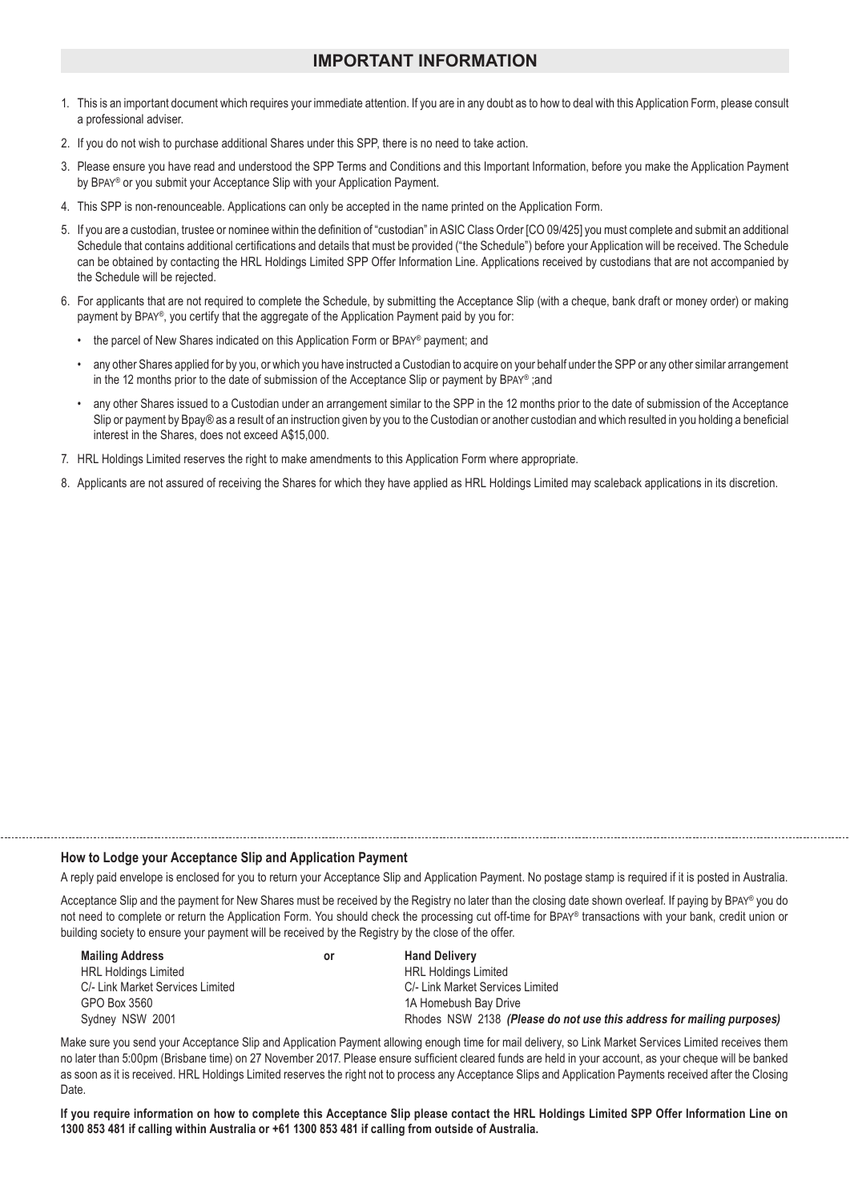# IMPORTANT INFORMATION

1. This is an important document which requires your immediate attention. If you are in any doubt as to how to deal with this Application Form, please consult a professional adviser.
2. If you do not wish to purchase additional Shares under this SPP, there is no need to take action.
3. Please ensure you have read and understood the SPP Terms and Conditions and this Important Information, before you make the Application Payment by BPAY® or you submit your Acceptance Slip with your Application Payment.
4. This SPP is non-renounceable. Applications can only be accepted in the name printed on the Application Form.
5. If you are a custodian, trustee or nominee within the definition of "custodian" in ASIC Class Order [CO 09/425] you must complete and submit an additional Schedule that contains additional certifications and details that must be provided ("the Schedule") before your Application will be received. The Schedule can be obtained by contacting the HRL Holdings Limited SPP Offer Information Line. Applications received by custodians that are not accompanied by the Schedule will be rejected.
6. For applicants that are not required to complete the Schedule, by submitting the Acceptance Slip (with a cheque, bank draft or money order) or making payment by BPAY®, you certify that the aggregate of the Application Payment paid by you for:
   - the parcel of New Shares indicated on this Application Form or BPAY® payment; and
   - any other Shares applied for by you, or which you have instructed a Custodian to acquire on your behalf under the SPP or any other similar arrangement in the 12 months prior to the date of submission of the Acceptance Slip or payment by BPAY® ;and
   - any other Shares issued to a Custodian under an arrangement similar to the SPP in the 12 months prior to the date of submission of the Acceptance Slip or payment by Bpay® as a result of an instruction given by you to the Custodian or another custodian and which resulted in you holding a beneficial interest in the Shares, does not exceed A$15,000.
7. HRL Holdings Limited reserves the right to make amendments to this Application Form where appropriate.
8. Applicants are not assured of receiving the Shares for which they have applied as HRL Holdings Limited may scaleback applications in its discretion.

### How to Lodge your Acceptance Slip and Application Payment

A reply paid envelope is enclosed for you to return your Acceptance Slip and Application Payment. No postage stamp is required if it is posted in Australia.

Acceptance Slip and the payment for New Shares must be received by the Registry no later than the closing date shown overleaf. If paying by BPAY® you do not need to complete or return the Application Form. You should check the processing cut off-time for BPAY® transactions with your bank, credit union or building society to ensure your payment will be received by the Registry by the close of the offer.

| **Mailing Address** | **or** | **Hand Delivery** |
|---|---|---|
| HRL Holdings Limited | | HRL Holdings Limited |
| C/- Link Market Services Limited | | C/- Link Market Services Limited |
| GPO Box 3560 | | 1A Homebush Bay Drive |
| Sydney NSW 2001 | | Rhodes NSW 2138 ***(Please do not use this address for mailing purposes)*** |

Make sure you send your Acceptance Slip and Application Payment allowing enough time for mail delivery, so Link Market Services Limited receives them no later than 5:00pm (Brisbane time) on 27 November 2017. Please ensure sufficient cleared funds are held in your account, as your cheque will be banked as soon as it is received. HRL Holdings Limited reserves the right not to process any Acceptance Slips and Application Payments received after the Closing Date.

**If you require information on how to complete this Acceptance Slip please contact the HRL Holdings Limited SPP Offer Information Line on 1300 853 481 if calling within Australia or +61 1300 853 481 if calling from outside of Australia.**